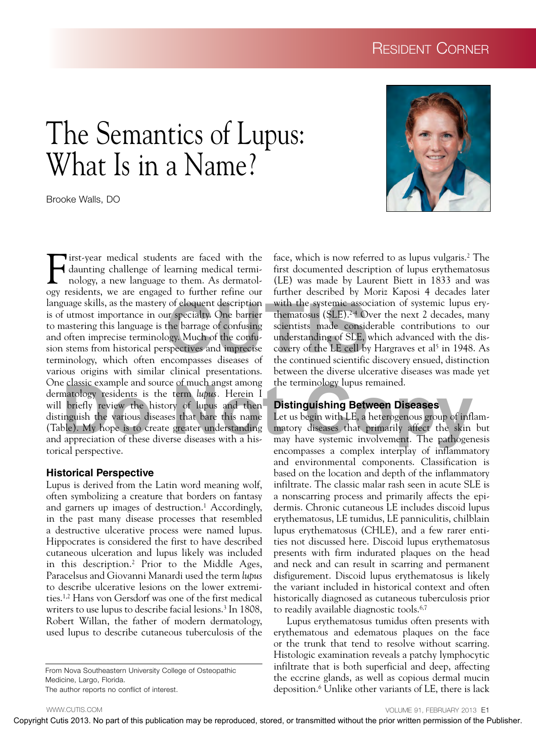# The Semantics of Lupus: What Is in a Name?

Brooke Walls, DO

First-year medical students are faced with the daunting challenge of learning medical terminology, a new language to them. As dermatology residents, we are engaged to further refine our language skills, as the mastery of eloquent description is of utmost importance in our specialty. One barrier to mastering this language is the barrage of confusing and often imprecise terminology. Much of the confusion stems from historical perspectives and imprecise terminology, which often encompasses diseases of various origins with similar clinical presentations. One classic example and source of much angst among dermatology residents is the term *lupus*. Herein I will briefly review the history of lupus and then distinguish the various diseases that bare this name (Table). My hope is to create greater understanding and appreciation of these diverse diseases with a historical perspective.

## Historical Perspective

Lupus is derived from the Latin word meaning wolf, often symbolizing a creature that borders on fantasy and garners up images of destruction.[1] Accordingly, in the past many disease processes that resembled a destructive ulcerative process were named lupus. Hippocrates is considered the first to have described cutaneous ulceration and lupus likely was included in this description.[2] Prior to the Middle Ages, Paracelsus and Giovanni Manardi used the term *lupus* to describe ulcerative lesions on the lower extremities.[1,2] Hans von Gersdorf was one of the first medical writers to use lupus to describe facial lesions.[3] In 1808, Robert Willan, the father of modern dermatology, used lupus to describe cutaneous tuberculosis of the face, which is now referred to as lupus vulgaris.[2] The first documented description of lupus erythematosus (LE) was made by Laurent Biett in 1833 and was further described by Moriz Kaposi 4 decades later with the systemic association of systemic lupus erythematosus (SLE).[2-4] Over the next 2 decades, many scientists made considerable contributions to our understanding of SLE, which advanced with the discovery of the LE cell by Hargraves et al[5] in 1948. As the continued scientific discovery ensued, distinction between the diverse ulcerative diseases was made yet the terminology lupus remained.

## Distinguishing Between Diseases

Let us begin with LE, a heterogenous group of inflammatory diseases that primarily affect the skin but may have systemic involvement. The pathogenesis encompasses a complex interplay of inflammatory and environmental components. Classification is based on the location and depth of the inflammatory infiltrate. The classic malar rash seen in acute SLE is a nonscarring process and primarily affects the epidermis. Chronic cutaneous LE includes discoid lupus erythematosus, LE tumidus, LE panniculitis, chilblain lupus erythematosus (CHLE), and a few rarer entities not discussed here. Discoid lupus erythematosus presents with firm indurated plaques on the head and neck and can result in scarring and permanent disfigurement. Discoid lupus erythematosus is likely the variant included in historical context and often historically diagnosed as cutaneous tuberculosis prior to readily available diagnostic tools.[6,7]

Lupus erythematosus tumidus often presents with erythematous and edematous plaques on the face or the trunk that tend to resolve without scarring. Histologic examination reveals a patchy lymphocytic infiltrate that is both superficial and deep, affecting the eccrine glands, as well as copious dermal mucin deposition.[6] Unlike other variants of LE, there is lack

From Nova Southeastern University College of Osteopathic Medicine, Largo, Florida.
The author reports no conflict of interest.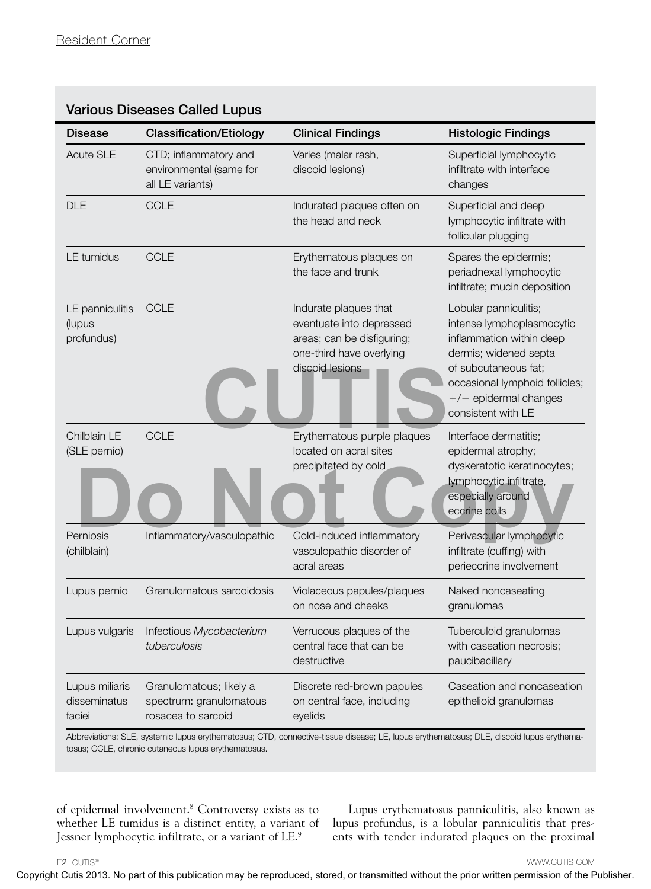## Various Diseases Called Lupus

| Disease | Classification/Etiology | Clinical Findings | Histologic Findings |
|---|---|---|---|
| Acute SLE | CTD; inflammatory and environmental (same for all LE variants) | Varies (malar rash, discoid lesions) | Superficial lymphocytic infiltrate with interface changes |
| DLE | CCLE | Indurated plaques often on the head and neck | Superficial and deep lymphocytic infiltrate with follicular plugging |
| LE tumidus | CCLE | Erythematous plaques on the face and trunk | Spares the epidermis; periadnexal lymphocytic infiltrate; mucin deposition |
| LE panniculitis (lupus profundus) | CCLE | Indurate plaques that eventuate into depressed areas; can be disfiguring; one-third have overlying discoid lesions | Lobular panniculitis; intense lymphoplasmocytic inflammation within deep dermis; widened septa of subcutaneous fat; occasional lymphoid follicles; +/− epidermal changes consistent with LE |
| Chilblain LE (SLE pernio) | CCLE | Erythematous purple plaques located on acral sites precipitated by cold | Interface dermatitis; epidermal atrophy; dyskeratotic keratinocytes; lymphocytic infiltrate, especially around eccrine coils |
| Perniosis (chilblain) | Inflammatory/vasculopathic | Cold-induced inflammatory vasculopathic disorder of acral areas | Perivascular lymphocytic infiltrate (cuffing) with perieccrine involvement |
| Lupus pernio | Granulomatous sarcoidosis | Violaceous papules/plaques on nose and cheeks | Naked noncaseating granulomas |
| Lupus vulgaris | Infectious *Mycobacterium tuberculosis* | Verrucous plaques of the central face that can be destructive | Tuberculoid granulomas with caseation necrosis; paucibacillary |
| Lupus miliaris disseminatus faciei | Granulomatous; likely a spectrum: granulomatous rosacea to sarcoid | Discrete red-brown papules on central face, including eyelids | Caseation and noncaseation epithelioid granulomas |

Abbreviations: SLE, systemic lupus erythematosus; CTD, connective-tissue disease; LE, lupus erythematosus; DLE, discoid lupus erythematosus; CCLE, chronic cutaneous lupus erythematosus.

of epidermal involvement.[8] Controversy exists as to whether LE tumidus is a distinct entity, a variant of Jessner lymphocytic infiltrate, or a variant of LE.[9]

Lupus erythematosus panniculitis, also known as lupus profundus, is a lobular panniculitis that presents with tender indurated plaques on the proximal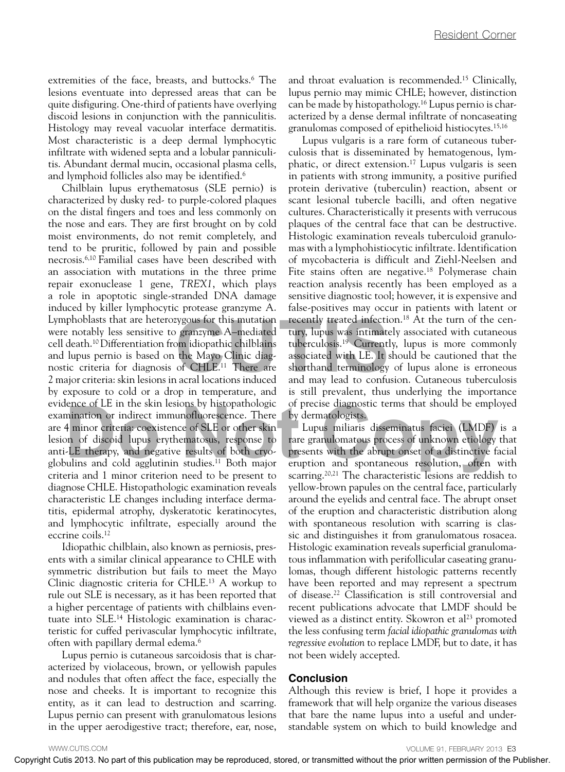extremities of the face, breasts, and buttocks.[6] The lesions eventuate into depressed areas that can be quite disfiguring. One-third of patients have overlying discoid lesions in conjunction with the panniculitis. Histology may reveal vacuolar interface dermatitis. Most characteristic is a deep dermal lymphocytic infiltrate with widened septa and a lobular panniculitis. Abundant dermal mucin, occasional plasma cells, and lymphoid follicles also may be identified.[6]

Chilblain lupus erythematosus (SLE pernio) is characterized by dusky red- to purple-colored plaques on the distal fingers and toes and less commonly on the nose and ears. They are first brought on by cold moist environments, do not remit completely, and tend to be pruritic, followed by pain and possible necrosis.[6,10] Familial cases have been described with an association with mutations in the three prime repair exonuclease 1 gene, *TREX1*, which plays a role in apoptotic single-stranded DNA damage induced by killer lymphocytic protease granzyme A. Lymphoblasts that are heterozygous for this mutation were notably less sensitive to granzyme A–mediated cell death.[10] Differentiation from idiopathic chilblains and lupus pernio is based on the Mayo Clinic diagnostic criteria for diagnosis of CHLE.[11] There are 2 major criteria: skin lesions in acral locations induced by exposure to cold or a drop in temperature, and evidence of LE in the skin lesions by histopathologic examination or indirect immunofluorescence. There are 4 minor criteria: coexistence of SLE or other skin lesion of discoid lupus erythematosus, response to anti-LE therapy, and negative results of both cryoglobulins and cold agglutinin studies.[11] Both major criteria and 1 minor criterion need to be present to diagnose CHLE. Histopathologic examination reveals characteristic LE changes including interface dermatitis, epidermal atrophy, dyskeratotic keratinocytes, and lymphocytic infiltrate, especially around the eccrine coils.[12]

Idiopathic chilblain, also known as perniosis, presents with a similar clinical appearance to CHLE with symmetric distribution but fails to meet the Mayo Clinic diagnostic criteria for CHLE.[13] A workup to rule out SLE is necessary, as it has been reported that a higher percentage of patients with chilblains eventuate into SLE.[14] Histologic examination is characteristic for cuffed perivascular lymphocytic infiltrate, often with papillary dermal edema.[6]

Lupus pernio is cutaneous sarcoidosis that is characterized by violaceous, brown, or yellowish papules and nodules that often affect the face, especially the nose and cheeks. It is important to recognize this entity, as it can lead to destruction and scarring. Lupus pernio can present with granulomatous lesions in the upper aerodigestive tract; therefore, ear, nose, and throat evaluation is recommended.[15] Clinically, lupus pernio may mimic CHLE; however, distinction can be made by histopathology.[16] Lupus pernio is characterized by a dense dermal infiltrate of noncaseating granulomas composed of epithelioid histiocytes.[15,16]

Lupus vulgaris is a rare form of cutaneous tuberculosis that is disseminated by hematogenous, lymphatic, or direct extension.[17] Lupus vulgaris is seen in patients with strong immunity, a positive purified protein derivative (tuberculin) reaction, absent or scant lesional tubercle bacilli, and often negative cultures. Characteristically it presents with verrucous plaques of the central face that can be destructive. Histologic examination reveals tuberculoid granulomas with a lymphohistiocytic infiltrate. Identification of mycobacteria is difficult and Ziehl-Neelsen and Fite stains often are negative.[18] Polymerase chain reaction analysis recently has been employed as a sensitive diagnostic tool; however, it is expensive and false-positives may occur in patients with latent or recently treated infection.[18] At the turn of the century, lupus was intimately associated with cutaneous tuberculosis.[19] Currently, lupus is more commonly associated with LE. It should be cautioned that the shorthand terminology of lupus alone is erroneous and may lead to confusion. Cutaneous tuberculosis is still prevalent, thus underlying the importance of precise diagnostic terms that should be employed by dermatologists.

Lupus miliaris disseminatus faciei (LMDF) is a rare granulomatous process of unknown etiology that presents with the abrupt onset of a distinctive facial eruption and spontaneous resolution, often with scarring.[20,21] The characteristic lesions are reddish to yellow-brown papules on the central face, particularly around the eyelids and central face. The abrupt onset of the eruption and characteristic distribution along with spontaneous resolution with scarring is classic and distinguishes it from granulomatous rosacea. Histologic examination reveals superficial granulomatous inflammation with perifollicular caseating granulomas, though different histologic patterns recently have been reported and may represent a spectrum of disease.[22] Classification is still controversial and recent publications advocate that LMDF should be viewed as a distinct entity. Skowron et al[23] promoted the less confusing term *facial idiopathic granulomas with regressive evolution* to replace LMDF, but to date, it has not been widely accepted.

## Conclusion

Although this review is brief, I hope it provides a framework that will help organize the various diseases that bare the name lupus into a useful and understandable system on which to build knowledge and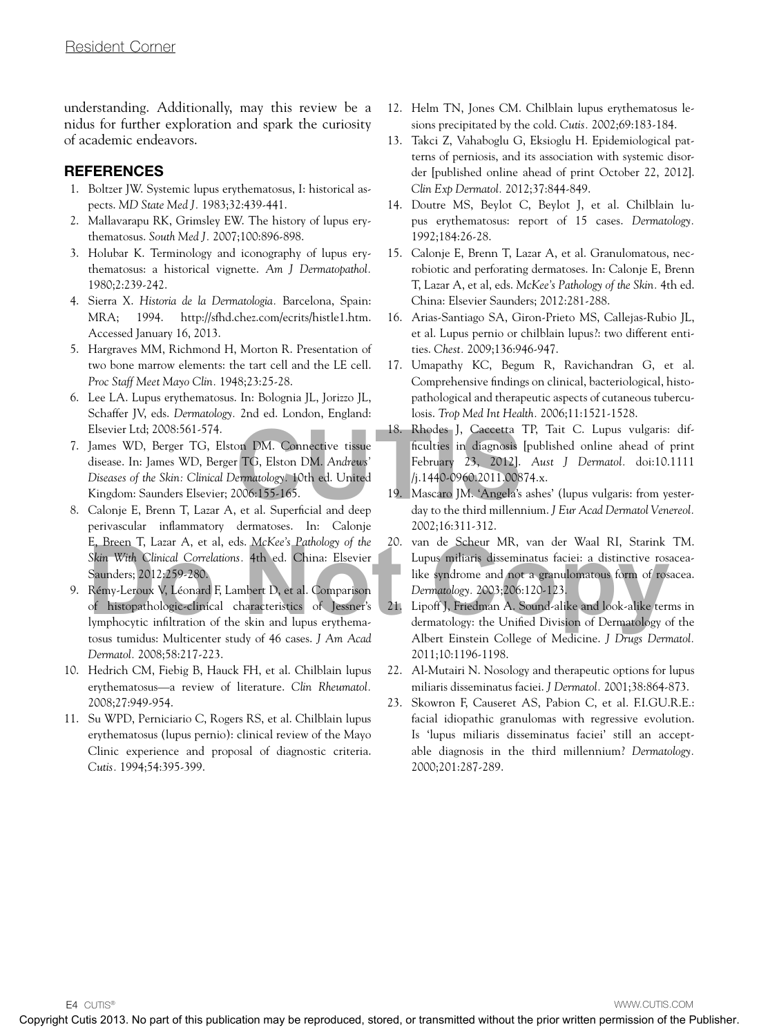understanding. Additionally, may this review be a nidus for further exploration and spark the curiosity of academic endeavors.

## REFERENCES

1. Boltzer JW. Systemic lupus erythematosus, I: historical aspects. *MD State Med J.* 1983;32:439-441.
2. Mallavarapu RK, Grimsley EW. The history of lupus erythematosus. *South Med J.* 2007;100:896-898.
3. Holubar K. Terminology and iconography of lupus erythematosus: a historical vignette. *Am J Dermatopathol.* 1980;2:239-242.
4. Sierra X. *Historia de la Dermatologia.* Barcelona, Spain: MRA; 1994. http://sfhd.chez.com/ecrits/histle1.htm. Accessed January 16, 2013.
5. Hargraves MM, Richmond H, Morton R. Presentation of two bone marrow elements: the tart cell and the LE cell. *Proc Staff Meet Mayo Clin.* 1948;23:25-28.
6. Lee LA. Lupus erythematosus. In: Bolognia JL, Jorizzo JL, Schaffer JV, eds. *Dermatology.* 2nd ed. London, England: Elsevier Ltd; 2008:561-574.
7. James WD, Berger TG, Elston DM. Connective tissue disease. In: James WD, Berger TG, Elston DM. *Andrews' Diseases of the Skin: Clinical Dermatology.* 10th ed. United Kingdom: Saunders Elsevier; 2006:155-165.
8. Calonje E, Brenn T, Lazar A, et al. Superficial and deep perivascular inflammatory dermatoses. In: Calonje E, Breen T, Lazar A, et al, eds. *McKee's Pathology of the Skin With Clinical Correlations.* 4th ed. China: Elsevier Saunders; 2012:259-280.
9. Rémy-Leroux V, Léonard F, Lambert D, et al. Comparison of histopathologic-clinical characteristics of Jessner's lymphocytic infiltration of the skin and lupus erythematosus tumidus: Multicenter study of 46 cases. *J Am Acad Dermatol.* 2008;58:217-223.
10. Hedrich CM, Fiebig B, Hauck FH, et al. Chilblain lupus erythematosus—a review of literature. *Clin Rheumatol.* 2008;27:949-954.
11. Su WPD, Perniciario C, Rogers RS, et al. Chilblain lupus erythematosus (lupus pernio): clinical review of the Mayo Clinic experience and proposal of diagnostic criteria. *Cutis.* 1994;54:395-399.
12. Helm TN, Jones CM. Chilblain lupus erythematosus lesions precipitated by the cold. *Cutis.* 2002;69:183-184.
13. Takci Z, Vahaboglu G, Eksioglu H. Epidemiological patterns of perniosis, and its association with systemic disorder [published online ahead of print October 22, 2012]. *Clin Exp Dermatol.* 2012;37:844-849.
14. Doutre MS, Beylot C, Beylot J, et al. Chilblain lupus erythematosus: report of 15 cases. *Dermatology.* 1992;184:26-28.
15. Calonje E, Brenn T, Lazar A, et al. Granulomatous, necrobiotic and perforating dermatoses. In: Calonje E, Brenn T, Lazar A, et al, eds. *McKee's Pathology of the Skin.* 4th ed. China: Elsevier Saunders; 2012:281-288.
16. Arias-Santiago SA, Giron-Prieto MS, Callejas-Rubio JL, et al. Lupus pernio or chilblain lupus?: two different entities. *Chest.* 2009;136:946-947.
17. Umapathy KC, Begum R, Ravichandran G, et al. Comprehensive findings on clinical, bacteriological, histopathological and therapeutic aspects of cutaneous tuberculosis. *Trop Med Int Health.* 2006;11:1521-1528.
18. Rhodes J, Caccetta TP, Tait C. Lupus vulgaris: difficulties in diagnosis [published online ahead of print February 23, 2012]. *Aust J Dermatol.* doi:10.1111/j.1440-0960.2011.00874.x.
19. Mascaro JM. 'Angela's ashes' (lupus vulgaris: from yesterday to the third millennium. *J Eur Acad Dermatol Venereol.* 2002;16:311-312.
20. van de Scheur MR, van der Waal RI, Starink TM. Lupus miliaris disseminatus faciei: a distinctive rosacea-like syndrome and not a granulomatous form of rosacea. *Dermatology.* 2003;206:120-123.
21. Lipoff J, Friedman A. Sound-alike and look-alike terms in dermatology: the Unified Division of Dermatology of the Albert Einstein College of Medicine. *J Drugs Dermatol.* 2011;10:1196-1198.
22. Al-Mutairi N. Nosology and therapeutic options for lupus miliaris disseminatus faciei. *J Dermatol.* 2001;38:864-873.
23. Skowron F, Causeret AS, Pabion C, et al. F.I.GU.R.E.: facial idiopathic granulomas with regressive evolution. Is 'lupus miliaris disseminatus faciei' still an acceptable diagnosis in the third millennium? *Dermatology.* 2000;201:287-289.